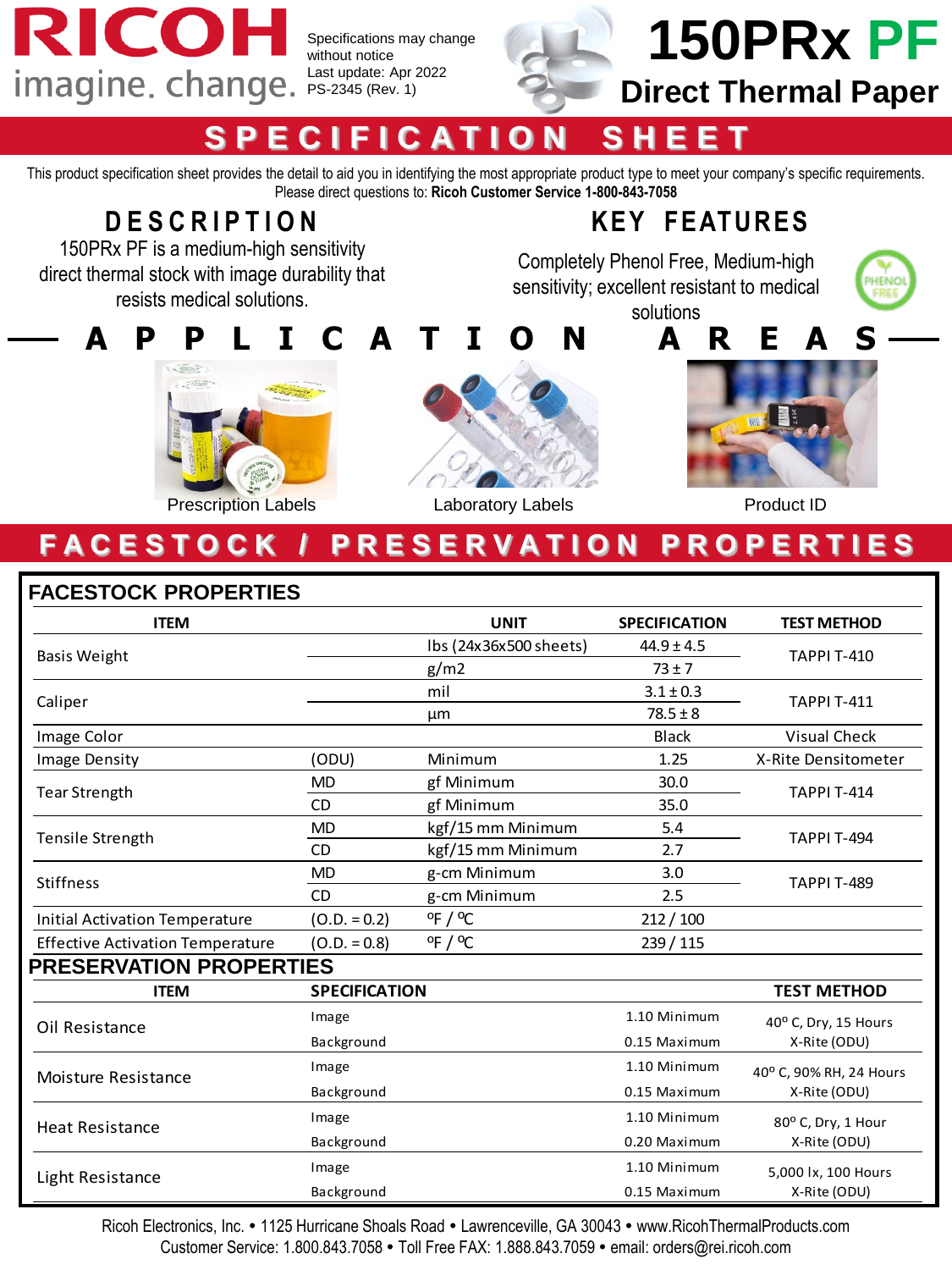# RICOH imagine. change.

Specifications may change without notice
Last update: Apr 2022
PS-2345 (Rev. 1)

# 150PRx PF
## Direct Thermal Paper

## SPECIFICATION SHEET

This product specification sheet provides the detail to aid you in identifying the most appropriate product type to meet your company's specific requirements. Please direct questions to: **Ricoh Customer Service 1-800-843-7058**

## DESCRIPTION

150PRx PF is a medium-high sensitivity direct thermal stock with image durability that resists medical solutions.

## KEY FEATURES

Completely Phenol Free, Medium-high sensitivity; excellent resistant to medical solutions

PHENOL FREE

## APPLICATION AREAS

Prescription Labels

Laboratory Labels

Product ID

## FACESTOCK / PRESERVATION PROPERTIES

### FACESTOCK PROPERTIES

| ITEM | | UNIT | SPECIFICATION | TEST METHOD |
|---|---|---|---|---|
| Basis Weight | | lbs (24x36x500 sheets) | 44.9 ± 4.5 | TAPPI T-410 |
| | | g/m2 | 73 ± 7 | |
| Caliper | | mil | 3.1 ± 0.3 | TAPPI T-411 |
| | | µm | 78.5 ± 8 | |
| Image Color | | | Black | Visual Check |
| Image Density | (ODU) | Minimum | 1.25 | X-Rite Densitometer |
| Tear Strength | MD | gf Minimum | 30.0 | TAPPI T-414 |
| | CD | gf Minimum | 35.0 | |
| Tensile Strength | MD | kgf/15 mm Minimum | 5.4 | TAPPI T-494 |
| | CD | kgf/15 mm Minimum | 2.7 | |
| Stiffness | MD | g-cm Minimum | 3.0 | TAPPI T-489 |
| | CD | g-cm Minimum | 2.5 | |
| Initial Activation Temperature | (O.D. = 0.2) | ºF / ºC | 212 / 100 | |
| Effective Activation Temperature | (O.D. = 0.8) | ºF / ºC | 239 / 115 | |

### PRESERVATION PROPERTIES

| ITEM | SPECIFICATION | | TEST METHOD |
|---|---|---|---|
| Oil Resistance | Image | 1.10 Minimum | 40º C, Dry, 15 Hours |
| | Background | 0.15 Maximum | X-Rite (ODU) |
| Moisture Resistance | Image | 1.10 Minimum | 40º C, 90% RH, 24 Hours |
| | Background | 0.15 Maximum | X-Rite (ODU) |
| Heat Resistance | Image | 1.10 Minimum | 80º C, Dry, 1 Hour |
| | Background | 0.20 Maximum | X-Rite (ODU) |
| Light Resistance | Image | 1.10 Minimum | 5,000 lx, 100 Hours |
| | Background | 0.15 Maximum | X-Rite (ODU) |

Ricoh Electronics, Inc. • 1125 Hurricane Shoals Road • Lawrenceville, GA 30043 • www.RicohThermalProducts.com
Customer Service: 1.800.843.7058 • Toll Free FAX: 1.888.843.7059 • email: orders@rei.ricoh.com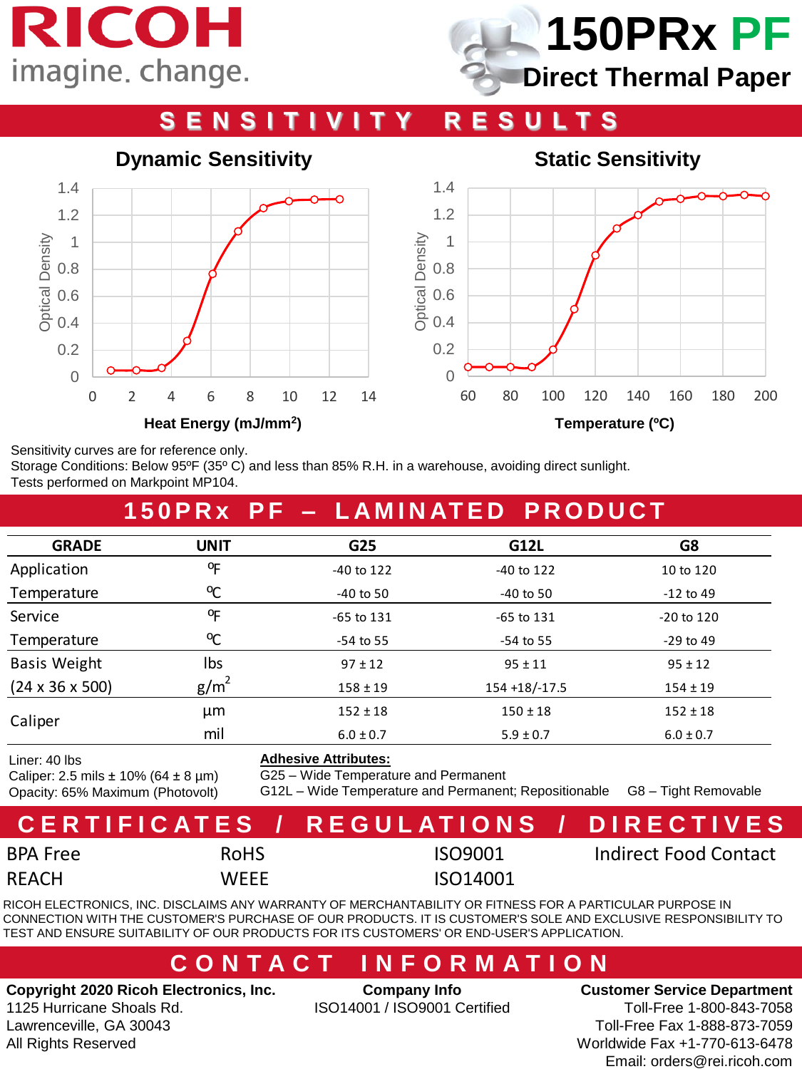# RICOH

imagine. change.

# 150PRx PF

## Direct Thermal Paper

## SENSITIVITY RESULTS

### Dynamic Sensitivity

Optical Density

1.4
1.2
1
0.8
0.6
0.4
0.2
0

0 2 4 6 8 10 12 14

Heat Energy (mJ/mm$^2$)

### Static Sensitivity

Optical Density

1.4
1.2
1
0.8
0.6
0.4
0.2
0

60 80 100 120 140 160 180 200

Temperature (ºC)

Sensitivity curves are for reference only.
Storage Conditions: Below 95ºF (35º C) and less than 85% R.H. in a warehouse, avoiding direct sunlight.
Tests performed on Markpoint MP104.

## 150PRx PF – LAMINATED PRODUCT

| GRADE | UNIT | G25 | G12L | G8 |
|---|---|---|---|---|
| Application | ºF | -40 to 122 | -40 to 122 | 10 to 120 |
| Temperature | ºC | -40 to 50 | -40 to 50 | -12 to 49 |
| Service | ºF | -65 to 131 | -65 to 131 | -20 to 120 |
| Temperature | ºC | -54 to 55 | -54 to 55 | -29 to 49 |
| Basis Weight | lbs | 97 ± 12 | 95 ± 11 | 95 ± 12 |
| (24 x 36 x 500) | g/m$^2$ | 158 ± 19 | 154 +18/-17.5 | 154 ± 19 |
| Caliper | µm | 152 ± 18 | 150 ± 18 | 152 ± 18 |
| | mil | 6.0 ± 0.7 | 5.9 ± 0.7 | 6.0 ± 0.7 |

Liner: 40 lbs
Caliper: 2.5 mils ± 10% (64 ± 8 µm)
Opacity: 65% Maximum (Photovolt)

**Adhesive Attributes:**
G25 – Wide Temperature and Permanent
G12L – Wide Temperature and Permanent; Repositionable
G8 – Tight Removable

## CERTIFICATES / REGULATIONS / DIRECTIVES

BPA Free
REACH
RoHS
WEEE
ISO9001
ISO14001
Indirect Food Contact

RICOH ELECTRONICS, INC. DISCLAIMS ANY WARRANTY OF MERCHANTABILITY OR FITNESS FOR A PARTICULAR PURPOSE IN CONNECTION WITH THE CUSTOMER'S PURCHASE OF OUR PRODUCTS. IT IS CUSTOMER'S SOLE AND EXCLUSIVE RESPONSIBILITY TO TEST AND ENSURE SUITABILITY OF OUR PRODUCTS FOR ITS CUSTOMERS' OR END-USER'S APPLICATION.

## CONTACT INFORMATION

**Copyright 2020 Ricoh Electronics, Inc.**
1125 Hurricane Shoals Rd.
Lawrenceville, GA 30043
All Rights Reserved

**Company Info**
ISO14001 / ISO9001 Certified

**Customer Service Department**
Toll-Free 1-800-843-7058
Toll-Free Fax 1-888-873-7059
Worldwide Fax +1-770-613-6478
Email: orders@rei.ricoh.com